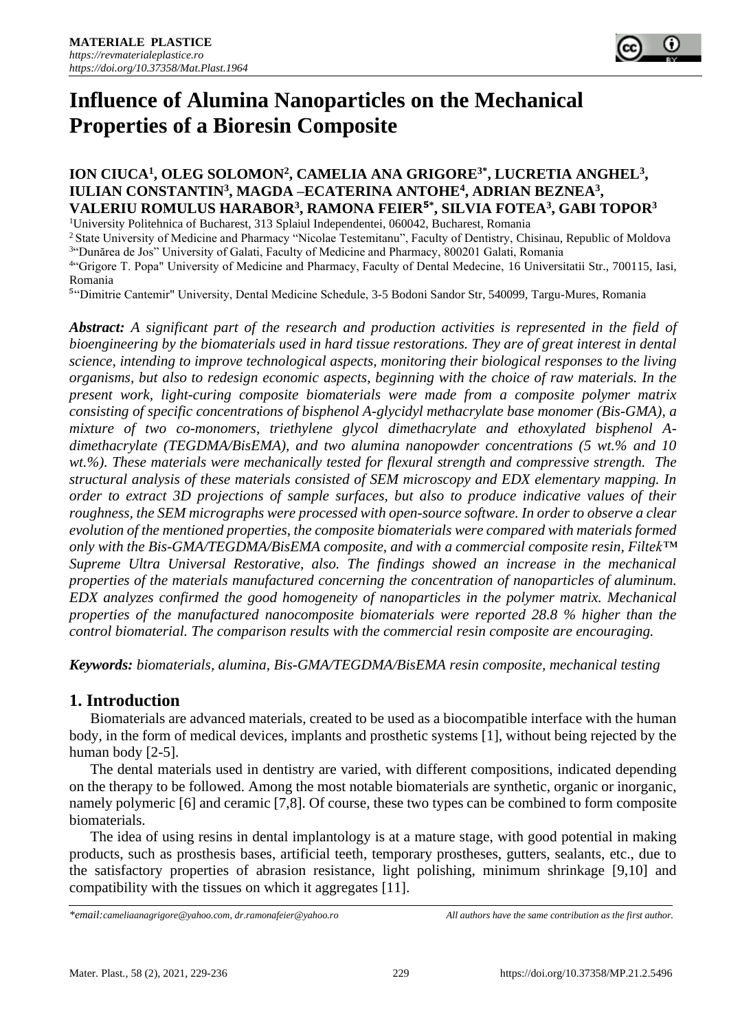# Influence of Alumina Nanoparticles on the Mechanical Properties of a Bioresin Composite

**ION CIUCA[1], OLEG SOLOMON[2], CAMELIA ANA GRIGORE[3*], LUCRETIA ANGHEL[3], IULIAN CONSTANTIN[3], MAGDA –ECATERINA ANTOHE[4], ADRIAN BEZNEA[3], VALERIU ROMULUS HARABOR[3], RAMONA FEIER[5*], SILVIA FOTEA[3], GABI TOPOR[3]**

[1]University Politehnica of Bucharest, 313 Splaiul Independentei, 060042, Bucharest, Romania

[2] State University of Medicine and Pharmacy "Nicolae Testemitanu", Faculty of Dentistry, Chisinau, Republic of Moldova

[3]"Dunărea de Jos" University of Galati, Faculty of Medicine and Pharmacy, 800201 Galati, Romania

[4]"Grigore T. Popa" University of Medicine and Pharmacy, Faculty of Dental Medecine, 16 Universitatii Str., 700115, Iasi, Romania

[5]"Dimitrie Cantemir" University, Dental Medicine Schedule, 3-5 Bodoni Sandor Str, 540099, Targu-Mures, Romania

***Abstract:*** *A significant part of the research and production activities is represented in the field of bioengineering by the biomaterials used in hard tissue restorations. They are of great interest in dental science, intending to improve technological aspects, monitoring their biological responses to the living organisms, but also to redesign economic aspects, beginning with the choice of raw materials. In the present work, light-curing composite biomaterials were made from a composite polymer matrix consisting of specific concentrations of bisphenol A-glycidyl methacrylate base monomer (Bis-GMA), a mixture of two co-monomers, triethylene glycol dimethacrylate and ethoxylated bisphenol A-dimethacrylate (TEGDMA/BisEMA), and two alumina nanopowder concentrations (5 wt.% and 10 wt.%). These materials were mechanically tested for flexural strength and compressive strength. The structural analysis of these materials consisted of SEM microscopy and EDX elementary mapping. In order to extract 3D projections of sample surfaces, but also to produce indicative values of their roughness, the SEM micrographs were processed with open-source software. In order to observe a clear evolution of the mentioned properties, the composite biomaterials were compared with materials formed only with the Bis-GMA/TEGDMA/BisEMA composite, and with a commercial composite resin, Filtek™ Supreme Ultra Universal Restorative, also. The findings showed an increase in the mechanical properties of the materials manufactured concerning the concentration of nanoparticles of aluminum. EDX analyzes confirmed the good homogeneity of nanoparticles in the polymer matrix. Mechanical properties of the manufactured nanocomposite biomaterials were reported 28.8 % higher than the control biomaterial. The comparison results with the commercial resin composite are encouraging.*

***Keywords:*** *biomaterials, alumina, Bis-GMA/TEGDMA/BisEMA resin composite, mechanical testing*

## 1. Introduction

Biomaterials are advanced materials, created to be used as a biocompatible interface with the human body, in the form of medical devices, implants and prosthetic systems [1], without being rejected by the human body [2-5].

The dental materials used in dentistry are varied, with different compositions, indicated depending on the therapy to be followed. Among the most notable biomaterials are synthetic, organic or inorganic, namely polymeric [6] and ceramic [7,8]. Of course, these two types can be combined to form composite biomaterials.

The idea of using resins in dental implantology is at a mature stage, with good potential in making products, such as prosthesis bases, artificial teeth, temporary prostheses, gutters, sealants, etc., due to the satisfactory properties of abrasion resistance, light polishing, minimum shrinkage [9,10] and compatibility with the tissues on which it aggregates [11].

*\*email:cameliaanagrigore@yahoo.com, dr.ramonafeier@yahoo.ro* *All authors have the same contribution as the first author.*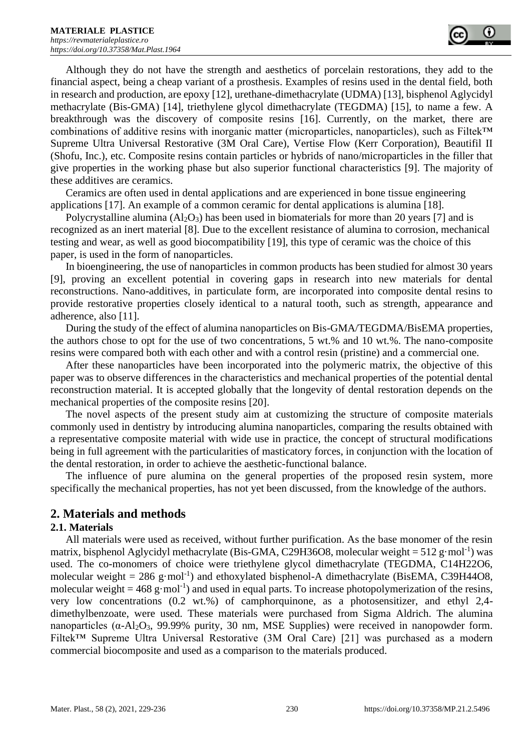Although they do not have the strength and aesthetics of porcelain restorations, they add to the financial aspect, being a cheap variant of a prosthesis. Examples of resins used in the dental field, both in research and production, are epoxy [12], urethane-dimethacrylate (UDMA) [13], bisphenol Aglycidyl methacrylate (Bis-GMA) [14], triethylene glycol dimethacrylate (TEGDMA) [15], to name a few. A breakthrough was the discovery of composite resins [16]. Currently, on the market, there are combinations of additive resins with inorganic matter (microparticles, nanoparticles), such as Filtek™ Supreme Ultra Universal Restorative (3M Oral Care), Vertise Flow (Kerr Corporation), Beautifil II (Shofu, Inc.), etc. Composite resins contain particles or hybrids of nano/microparticles in the filler that give properties in the working phase but also superior functional characteristics [9]. The majority of these additives are ceramics.

Ceramics are often used in dental applications and are experienced in bone tissue engineering applications [17]. An example of a common ceramic for dental applications is alumina [18].

Polycrystalline alumina ($Al_2O_3$) has been used in biomaterials for more than 20 years [7] and is recognized as an inert material [8]. Due to the excellent resistance of alumina to corrosion, mechanical testing and wear, as well as good biocompatibility [19], this type of ceramic was the choice of this paper, is used in the form of nanoparticles.

In bioengineering, the use of nanoparticles in common products has been studied for almost 30 years [9], proving an excellent potential in covering gaps in research into new materials for dental reconstructions. Nano-additives, in particulate form, are incorporated into composite dental resins to provide restorative properties closely identical to a natural tooth, such as strength, appearance and adherence, also [11].

During the study of the effect of alumina nanoparticles on Bis-GMA/TEGDMA/BisEMA properties, the authors chose to opt for the use of two concentrations, 5 wt.% and 10 wt.%. The nano-composite resins were compared both with each other and with a control resin (pristine) and a commercial one.

After these nanoparticles have been incorporated into the polymeric matrix, the objective of this paper was to observe differences in the characteristics and mechanical properties of the potential dental reconstruction material. It is accepted globally that the longevity of dental restoration depends on the mechanical properties of the composite resins [20].

The novel aspects of the present study aim at customizing the structure of composite materials commonly used in dentistry by introducing alumina nanoparticles, comparing the results obtained with a representative composite material with wide use in practice, the concept of structural modifications being in full agreement with the particularities of masticatory forces, in conjunction with the location of the dental restoration, in order to achieve the aesthetic-functional balance.

The influence of pure alumina on the general properties of the proposed resin system, more specifically the mechanical properties, has not yet been discussed, from the knowledge of the authors.

## 2. Materials and methods

### 2.1. Materials

All materials were used as received, without further purification. As the base monomer of the resin matrix, bisphenol Aglycidyl methacrylate (Bis-GMA, $C_{29}H_{36}O_8$, molecular weight = 512 $g \cdot mol^{-1}$) was used. The co-monomers of choice were triethylene glycol dimethacrylate (TEGDMA, $C_{14}H_{22}O_6$, molecular weight = 286 $g \cdot mol^{-1}$) and ethoxylated bisphenol-A dimethacrylate (BisEMA, $C_{39}H_{44}O_8$, molecular weight = 468 $g \cdot mol^{-1}$) and used in equal parts. To increase photopolymerization of the resins, very low concentrations (0.2 wt.%) of camphorquinone, as a photosensitizer, and ethyl 2,4-dimethylbenzoate, were used. These materials were purchased from Sigma Aldrich. The alumina nanoparticles ($\alpha$-$Al_2O_3$, 99.99% purity, 30 nm, MSE Supplies) were received in nanopowder form. Filtek™ Supreme Ultra Universal Restorative (3M Oral Care) [21] was purchased as a modern commercial biocomposite and used as a comparison to the materials produced.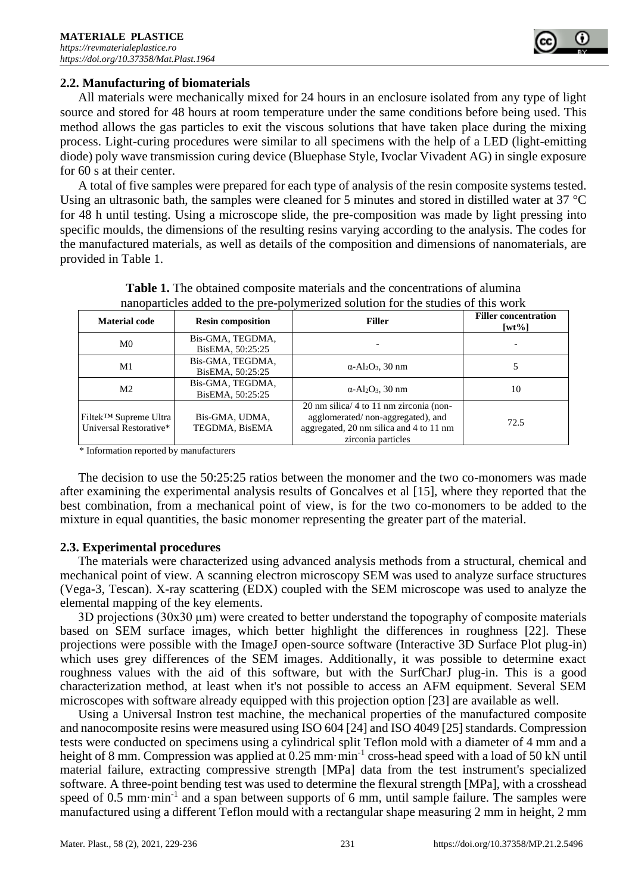### 2.2. Manufacturing of biomaterials

All materials were mechanically mixed for 24 hours in an enclosure isolated from any type of light source and stored for 48 hours at room temperature under the same conditions before being used. This method allows the gas particles to exit the viscous solutions that have taken place during the mixing process. Light-curing procedures were similar to all specimens with the help of a LED (light-emitting diode) poly wave transmission curing device (Bluephase Style, Ivoclar Vivadent AG) in single exposure for 60 s at their center.

A total of five samples were prepared for each type of analysis of the resin composite systems tested. Using an ultrasonic bath, the samples were cleaned for 5 minutes and stored in distilled water at 37 °C for 48 h until testing. Using a microscope slide, the pre-composition was made by light pressing into specific moulds, the dimensions of the resulting resins varying according to the analysis. The codes for the manufactured materials, as well as details of the composition and dimensions of nanomaterials, are provided in Table 1.

**Table 1.** The obtained composite materials and the concentrations of alumina nanoparticles added to the pre-polymerized solution for the studies of this work

| Material code | Resin composition | Filler | Filler concentration [wt%] |
|---|---|---|---|
| M0 | Bis-GMA, TEGDMA, BisEMA, 50:25:25 | - | - |
| M1 | Bis-GMA, TEGDMA, BisEMA, 50:25:25 | α-$Al_2O_3$, 30 nm | 5 |
| M2 | Bis-GMA, TEGDMA, BisEMA, 50:25:25 | α-$Al_2O_3$, 30 nm | 10 |
| Filtek™ Supreme Ultra Universal Restorative* | Bis-GMA, UDMA, TEGDMA, BisEMA | 20 nm silica/ 4 to 11 nm zirconia (non-agglomerated/ non-aggregated), and aggregated, 20 nm silica and 4 to 11 nm zirconia particles | 72.5 |

\* Information reported by manufacturers

The decision to use the 50:25:25 ratios between the monomer and the two co-monomers was made after examining the experimental analysis results of Goncalves et al [15], where they reported that the best combination, from a mechanical point of view, is for the two co-monomers to be added to the mixture in equal quantities, the basic monomer representing the greater part of the material.

### 2.3. Experimental procedures

The materials were characterized using advanced analysis methods from a structural, chemical and mechanical point of view. A scanning electron microscopy SEM was used to analyze surface structures (Vega-3, Tescan). X-ray scattering (EDX) coupled with the SEM microscope was used to analyze the elemental mapping of the key elements.

3D projections (30x30 μm) were created to better understand the topography of composite materials based on SEM surface images, which better highlight the differences in roughness [22]. These projections were possible with the ImageJ open-source software (Interactive 3D Surface Plot plug-in) which uses grey differences of the SEM images. Additionally, it was possible to determine exact roughness values with the aid of this software, but with the SurfCharJ plug-in. This is a good characterization method, at least when it's not possible to access an AFM equipment. Several SEM microscopes with software already equipped with this projection option [23] are available as well.

Using a Universal Instron test machine, the mechanical properties of the manufactured composite and nanocomposite resins were measured using ISO 604 [24] and ISO 4049 [25] standards. Compression tests were conducted on specimens using a cylindrical split Teflon mold with a diameter of 4 mm and a height of 8 mm. Compression was applied at 0.25 mm·min$^{-1}$ cross-head speed with a load of 50 kN until material failure, extracting compressive strength [MPa] data from the test instrument's specialized software. A three-point bending test was used to determine the flexural strength [MPa], with a crosshead speed of 0.5 mm·min$^{-1}$ and a span between supports of 6 mm, until sample failure. The samples were manufactured using a different Teflon mould with a rectangular shape measuring 2 mm in height, 2 mm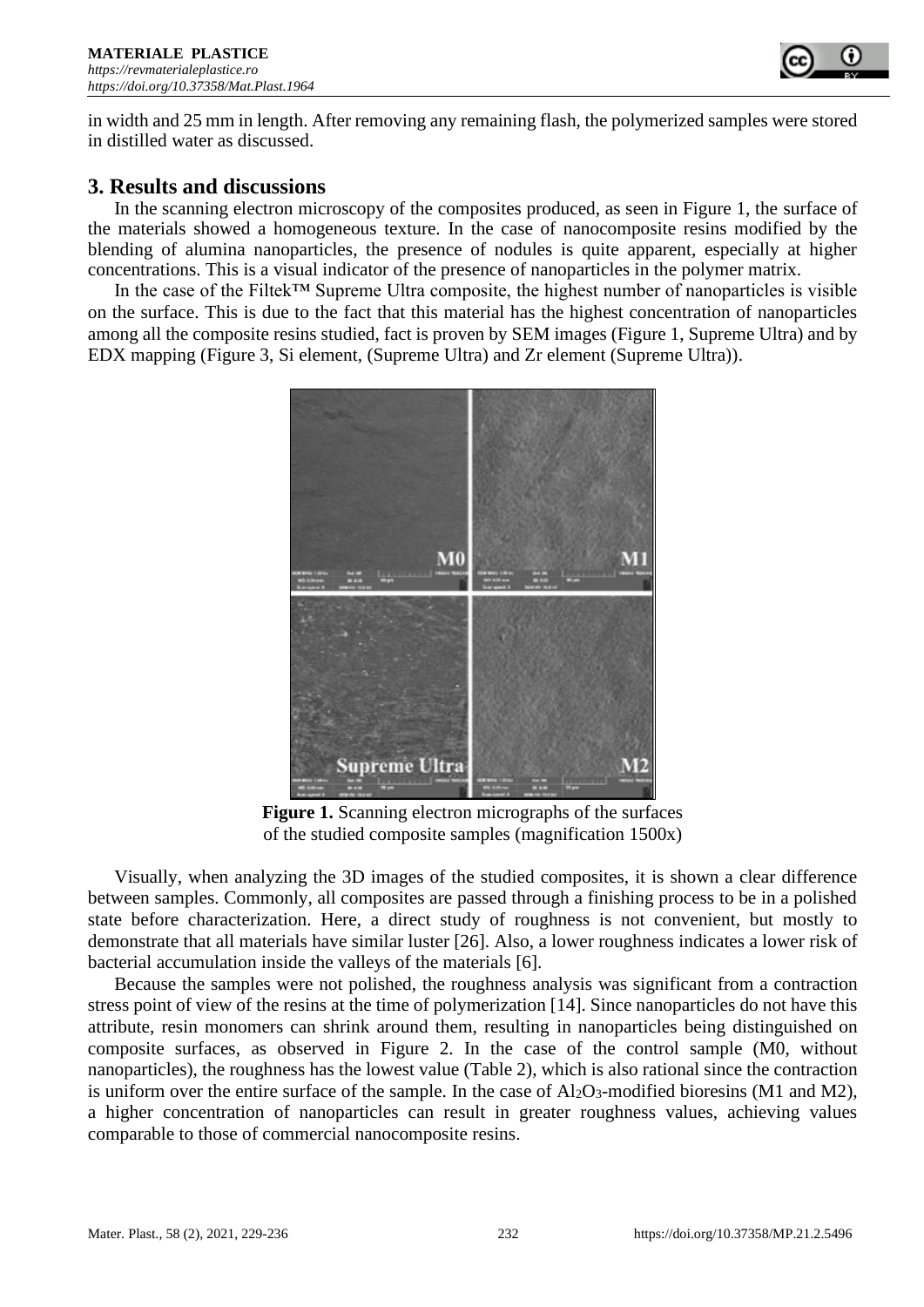in width and 25 mm in length. After removing any remaining flash, the polymerized samples were stored in distilled water as discussed.

## 3. Results and discussions

In the scanning electron microscopy of the composites produced, as seen in Figure 1, the surface of the materials showed a homogeneous texture. In the case of nanocomposite resins modified by the blending of alumina nanoparticles, the presence of nodules is quite apparent, especially at higher concentrations. This is a visual indicator of the presence of nanoparticles in the polymer matrix.

In the case of the Filtek™ Supreme Ultra composite, the highest number of nanoparticles is visible on the surface. This is due to the fact that this material has the highest concentration of nanoparticles among all the composite resins studied, fact is proven by SEM images (Figure 1, Supreme Ultra) and by EDX mapping (Figure 3, Si element, (Supreme Ultra) and Zr element (Supreme Ultra)).

**Figure 1.** Scanning electron micrographs of the surfaces of the studied composite samples (magnification 1500x)

Visually, when analyzing the 3D images of the studied composites, it is shown a clear difference between samples. Commonly, all composites are passed through a finishing process to be in a polished state before characterization. Here, a direct study of roughness is not convenient, but mostly to demonstrate that all materials have similar luster [26]. Also, a lower roughness indicates a lower risk of bacterial accumulation inside the valleys of the materials [6].

Because the samples were not polished, the roughness analysis was significant from a contraction stress point of view of the resins at the time of polymerization [14]. Since nanoparticles do not have this attribute, resin monomers can shrink around them, resulting in nanoparticles being distinguished on composite surfaces, as observed in Figure 2. In the case of the control sample (M0, without nanoparticles), the roughness has the lowest value (Table 2), which is also rational since the contraction is uniform over the entire surface of the sample. In the case of $Al_2O_3$-modified bioresins (M1 and M2), a higher concentration of nanoparticles can result in greater roughness values, achieving values comparable to those of commercial nanocomposite resins.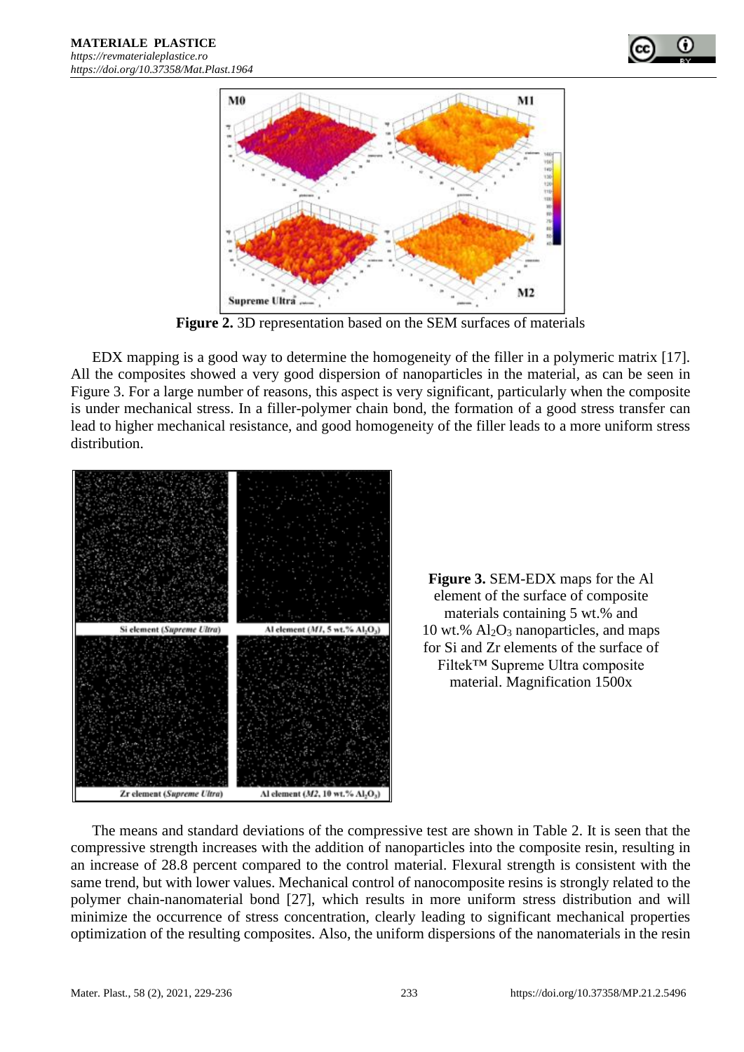**Figure 2.** 3D representation based on the SEM surfaces of materials

EDX mapping is a good way to determine the homogeneity of the filler in a polymeric matrix [17]. All the composites showed a very good dispersion of nanoparticles in the material, as can be seen in Figure 3. For a large number of reasons, this aspect is very significant, particularly when the composite is under mechanical stress. In a filler-polymer chain bond, the formation of a good stress transfer can lead to higher mechanical resistance, and good homogeneity of the filler leads to a more uniform stress distribution.

**Figure 3.** SEM-EDX maps for the Al element of the surface of composite materials containing 5 wt.% and 10 wt.% $Al_2O_3$ nanoparticles, and maps for Si and Zr elements of the surface of Filtek™ Supreme Ultra composite material. Magnification 1500x

The means and standard deviations of the compressive test are shown in Table 2. It is seen that the compressive strength increases with the addition of nanoparticles into the composite resin, resulting in an increase of 28.8 percent compared to the control material. Flexural strength is consistent with the same trend, but with lower values. Mechanical control of nanocomposite resins is strongly related to the polymer chain-nanomaterial bond [27], which results in more uniform stress distribution and will minimize the occurrence of stress concentration, clearly leading to significant mechanical properties optimization of the resulting composites. Also, the uniform dispersions of the nanomaterials in the resin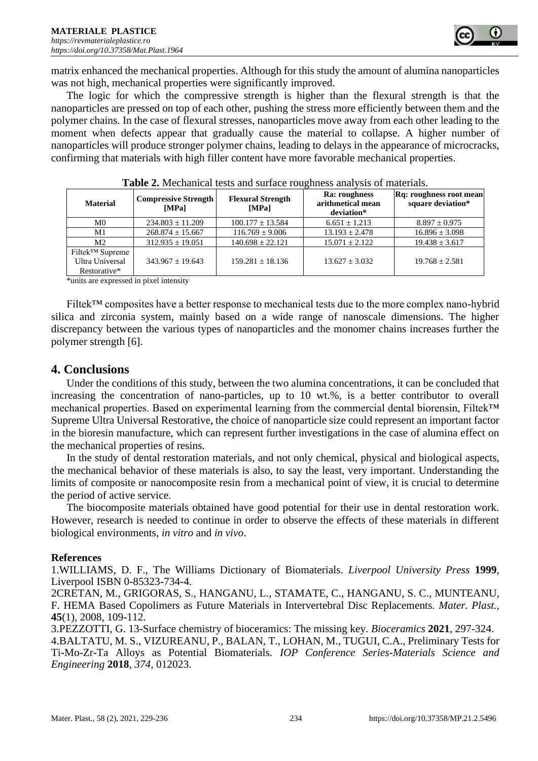matrix enhanced the mechanical properties. Although for this study the amount of alumina nanoparticles was not high, mechanical properties were significantly improved.

The logic for which the compressive strength is higher than the flexural strength is that the nanoparticles are pressed on top of each other, pushing the stress more efficiently between them and the polymer chains. In the case of flexural stresses, nanoparticles move away from each other leading to the moment when defects appear that gradually cause the material to collapse. A higher number of nanoparticles will produce stronger polymer chains, leading to delays in the appearance of microcracks, confirming that materials with high filler content have more favorable mechanical properties.

**Table 2.** Mechanical tests and surface roughness analysis of materials.

| Material | Compressive Strength [MPa] | Flexural Strength [MPa] | Ra: roughness arithmetical mean deviation* | Rq: roughness root mean square deviation* |
|---|---|---|---|---|
| M0 | 234.803 ± 11.209 | 100.177 ± 13.584 | 6.651 ± 1.213 | 8.897 ± 0.975 |
| M1 | 268.874 ± 15.667 | 116.769 ± 9.006 | 13.193 ± 2.478 | 16.896 ± 3.098 |
| M2 | 312.935 ± 19.051 | 140.698 ± 22.121 | 15.071 ± 2.122 | 19.438 ± 3.617 |
| Filtek™ Supreme Ultra Universal Restorative* | 343.967 ± 19.643 | 159.281 ± 18.136 | 13.627 ± 3.032 | 19.768 ± 2.581 |

*units are expressed in pixel intensity

Filtek™ composites have a better response to mechanical tests due to the more complex nano-hybrid silica and zirconia system, mainly based on a wide range of nanoscale dimensions. The higher discrepancy between the various types of nanoparticles and the monomer chains increases further the polymer strength [6].

## 4. Conclusions

Under the conditions of this study, between the two alumina concentrations, it can be concluded that increasing the concentration of nano-particles, up to 10 wt.%, is a better contributor to overall mechanical properties. Based on experimental learning from the commercial dental biorensin, Filtek™ Supreme Ultra Universal Restorative, the choice of nanoparticle size could represent an important factor in the bioresin manufacture, which can represent further investigations in the case of alumina effect on the mechanical properties of resins.

In the study of dental restoration materials, and not only chemical, physical and biological aspects, the mechanical behavior of these materials is also, to say the least, very important. Understanding the limits of composite or nanocomposite resin from a mechanical point of view, it is crucial to determine the period of active service.

The biocomposite materials obtained have good potential for their use in dental restoration work. However, research is needed to continue in order to observe the effects of these materials in different biological environments, *in vitro* and *in vivo*.

### References

1.WILLIAMS, D. F., The Williams Dictionary of Biomaterials. *Liverpool University Press* **1999**, Liverpool ISBN 0-85323-734-4.

2CRETAN, M., GRIGORAS, S., HANGANU, L., STAMATE, C., HANGANU, S. C., MUNTEANU, F. HEMA Based Copolimers as Future Materials in Intervertebral Disc Replacements. *Mater. Plast.*, **45**(1), 2008, 109-112.

3.PEZZOTTI, G. 13-Surface chemistry of bioceramics: The missing key. *Bioceramics* **2021**, 297-324.

4.BALTATU, M. S., VIZUREANU, P., BALAN, T., LOHAN, M., TUGUI, C.A., Preliminary Tests for Ti-Mo-Zr-Ta Alloys as Potential Biomaterials. *IOP Conference Series-Materials Science and Engineering* **2018**, *374*, 012023.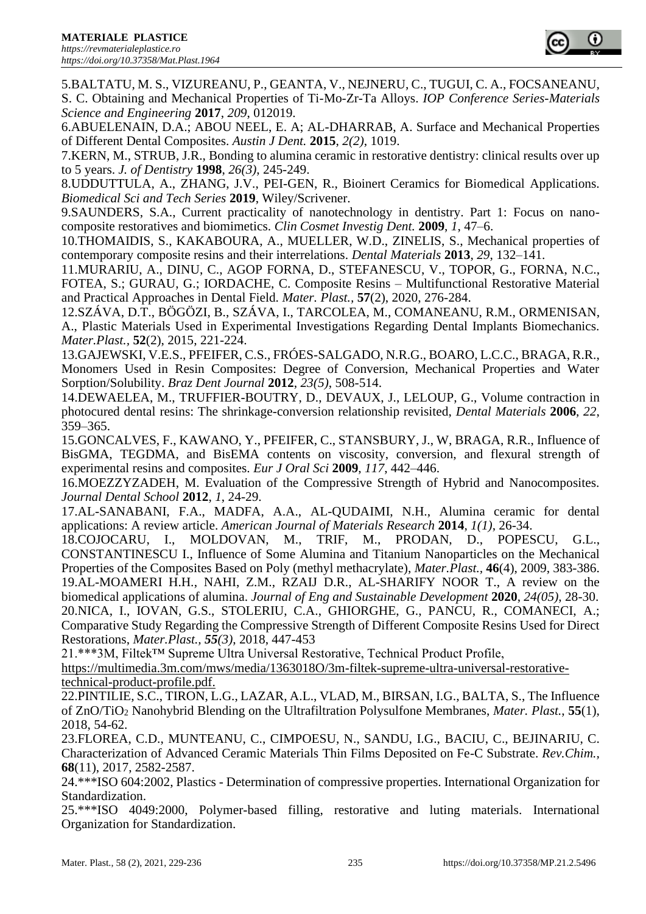5.BALTATU, M. S., VIZUREANU, P., GEANTA, V., NEJNERU, C., TUGUI, C. A., FOCSANEANU, S. C. Obtaining and Mechanical Properties of Ti-Mo-Zr-Ta Alloys. *IOP Conference Series-Materials Science and Engineering* **2017**, *209*, 012019.

6.ABUELENAIN, D.A.; ABOU NEEL, E. A; AL-DHARRAB, A. Surface and Mechanical Properties of Different Dental Composites. *Austin J Dent.* **2015**, *2(2)*, 1019.

7.KERN, M., STRUB, J.R., Bonding to alumina ceramic in restorative dentistry: clinical results over up to 5 years. *J. of Dentistry* **1998**, *26(3)*, 245-249.

8.UDDUTTULA, A., ZHANG, J.V., PEI-GEN, R., Bioinert Ceramics for Biomedical Applications. *Biomedical Sci and Tech Series* **2019**, Wiley/Scrivener.

9.SAUNDERS, S.A., Current practicality of nanotechnology in dentistry. Part 1: Focus on nano-composite restoratives and biomimetics. *Clin Cosmet Investig Dent.* **2009**, *1*, 47–6.

10.THOMAIDIS, S., KAKABOURA, A., MUELLER, W.D., ZINELIS, S., Mechanical properties of contemporary composite resins and their interrelations. *Dental Materials* **2013**, *29*, 132–141.

11.MURARIU, A., DINU, C., AGOP FORNA, D., STEFANESCU, V., TOPOR, G., FORNA, N.C., FOTEA, S.; GURAU, G.; IORDACHE, C. Composite Resins – Multifunctional Restorative Material and Practical Approaches in Dental Field. *Mater. Plast.*, **57**(2), 2020, 276-284.

12.SZÁVA, D.T., BÖGÖZI, B., SZÁVA, I., TARCOLEA, M., COMANEANU, R.M., ORMENISAN, A., Plastic Materials Used in Experimental Investigations Regarding Dental Implants Biomechanics. *Mater.Plast.*, **52**(2), 2015, 221-224.

13.GAJEWSKI, V.E.S., PFEIFER, C.S., FRÓES-SALGADO, N.R.G., BOARO, L.C.C., BRAGA, R.R., Monomers Used in Resin Composites: Degree of Conversion, Mechanical Properties and Water Sorption/Solubility. *Braz Dent Journal* **2012**, *23(5)*, 508-514.

14.DEWAELEA, M., TRUFFIER-BOUTRY, D., DEVAUX, J., LELOUP, G., Volume contraction in photocured dental resins: The shrinkage-conversion relationship revisited, *Dental Materials* **2006**, *22*, 359–365.

15.GONCALVES, F., KAWANO, Y., PFEIFER, C., STANSBURY, J., W, BRAGA, R.R., Influence of BisGMA, TEGDMA, and BisEMA contents on viscosity, conversion, and flexural strength of experimental resins and composites. *Eur J Oral Sci* **2009**, *117*, 442–446.

16.MOEZZYZADEH, M. Evaluation of the Compressive Strength of Hybrid and Nanocomposites. *Journal Dental School* **2012**, *1*, 24-29.

17.AL-SANABANI, F.A., MADFA, A.A., AL-QUDAIMI, N.H., Alumina ceramic for dental applications: A review article. *American Journal of Materials Research* **2014**, *1(1)*, 26-34.

18.COJOCARU, I., MOLDOVAN, M., TRIF, M., PRODAN, D., POPESCU, G.L., CONSTANTINESCU I., Influence of Some Alumina and Titanium Nanoparticles on the Mechanical Properties of the Composites Based on Poly (methyl methacrylate), *Mater.Plast.*, **46**(4), 2009, 383-386.

19.AL-MOAMERI H.H., NAHI, Z.M., RZAIJ D.R., AL-SHARIFY NOOR T., A review on the biomedical applications of alumina. *Journal of Eng and Sustainable Development* **2020**, *24(05)*, 28-30.

20.NICA, I., IOVAN, G.S., STOLERIU, C.A., GHIORGHE, G., PANCU, R., COMANECI, A.; Comparative Study Regarding the Compressive Strength of Different Composite Resins Used for Direct Restorations, *Mater.Plast., 55(3)*, 2018, 447-453

21.***3M, Filtek™ Supreme Ultra Universal Restorative, Technical Product Profile, https://multimedia.3m.com/mws/media/1363018O/3m-filtek-supreme-ultra-universal-restorative-technical-product-profile.pdf.

22.PINTILIE, S.C., TIRON, L.G., LAZAR, A.L., VLAD, M., BIRSAN, I.G., BALTA, S., The Influence of $ZnO/TiO_2$ Nanohybrid Blending on the Ultrafiltration Polysulfone Membranes, *Mater. Plast.*, **55**(1), 2018, 54-62.

23.FLOREA, C.D., MUNTEANU, C., CIMPOESU, N., SANDU, I.G., BACIU, C., BEJINARIU, C. Characterization of Advanced Ceramic Materials Thin Films Deposited on Fe-C Substrate. *Rev.Chim.*, **68**(11), 2017, 2582-2587.

24.***ISO 604:2002, Plastics - Determination of compressive properties. International Organization for Standardization.

25.***ISO 4049:2000, Polymer-based filling, restorative and luting materials. International Organization for Standardization.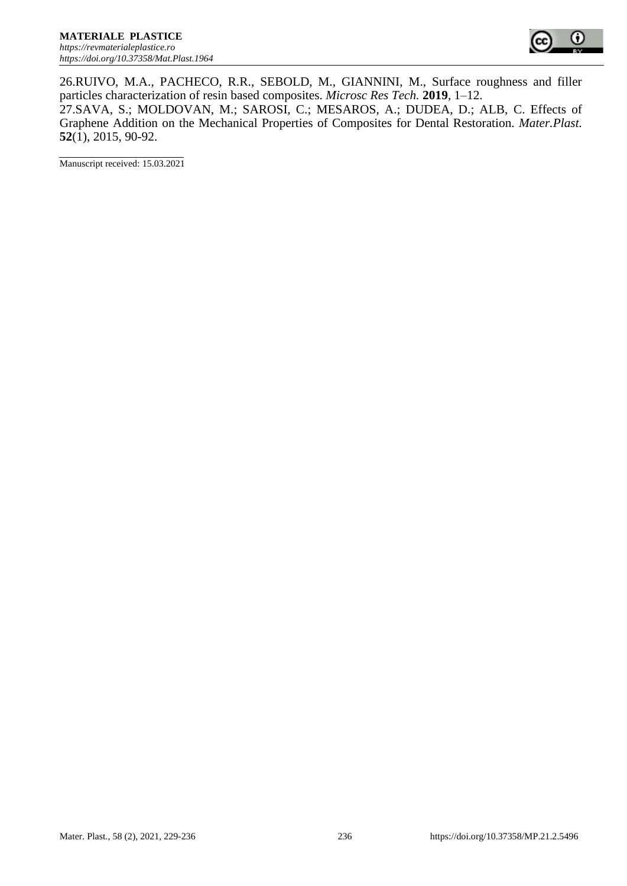26.RUIVO, M.A., PACHECO, R.R., SEBOLD, M., GIANNINI, M., Surface roughness and filler particles characterization of resin based composites. *Microsc Res Tech.* **2019**, 1–12.

27.SAVA, S.; MOLDOVAN, M.; SAROSI, C.; MESAROS, A.; DUDEA, D.; ALB, C. Effects of Graphene Addition on the Mechanical Properties of Composites for Dental Restoration. *Mater.Plast.* **52**(1), 2015, 90-92.

Manuscript received: 15.03.2021